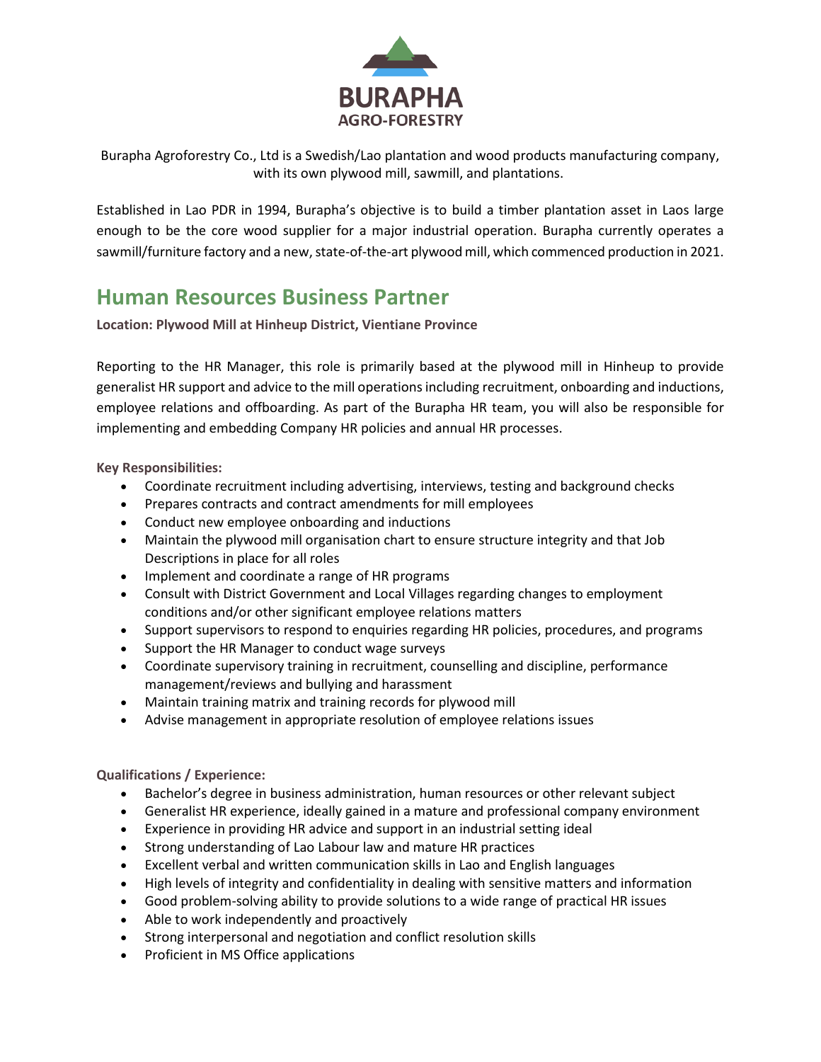**BURAPHA**
**AGRO-FORESTRY**

Burapha Agroforestry Co., Ltd is a Swedish/Lao plantation and wood products manufacturing company, with its own plywood mill, sawmill, and plantations.

Established in Lao PDR in 1994, Burapha's objective is to build a timber plantation asset in Laos large enough to be the core wood supplier for a major industrial operation. Burapha currently operates a sawmill/furniture factory and a new, state-of-the-art plywood mill, which commenced production in 2021.

# Human Resources Business Partner

**Location: Plywood Mill at Hinheup District, Vientiane Province**

Reporting to the HR Manager, this role is primarily based at the plywood mill in Hinheup to provide generalist HR support and advice to the mill operations including recruitment, onboarding and inductions, employee relations and offboarding. As part of the Burapha HR team, you will also be responsible for implementing and embedding Company HR policies and annual HR processes.

**Key Responsibilities:**

- Coordinate recruitment including advertising, interviews, testing and background checks
- Prepares contracts and contract amendments for mill employees
- Conduct new employee onboarding and inductions
- Maintain the plywood mill organisation chart to ensure structure integrity and that Job Descriptions in place for all roles
- Implement and coordinate a range of HR programs
- Consult with District Government and Local Villages regarding changes to employment conditions and/or other significant employee relations matters
- Support supervisors to respond to enquiries regarding HR policies, procedures, and programs
- Support the HR Manager to conduct wage surveys
- Coordinate supervisory training in recruitment, counselling and discipline, performance management/reviews and bullying and harassment
- Maintain training matrix and training records for plywood mill
- Advise management in appropriate resolution of employee relations issues

**Qualifications / Experience:**

- Bachelor's degree in business administration, human resources or other relevant subject
- Generalist HR experience, ideally gained in a mature and professional company environment
- Experience in providing HR advice and support in an industrial setting ideal
- Strong understanding of Lao Labour law and mature HR practices
- Excellent verbal and written communication skills in Lao and English languages
- High levels of integrity and confidentiality in dealing with sensitive matters and information
- Good problem-solving ability to provide solutions to a wide range of practical HR issues
- Able to work independently and proactively
- Strong interpersonal and negotiation and conflict resolution skills
- Proficient in MS Office applications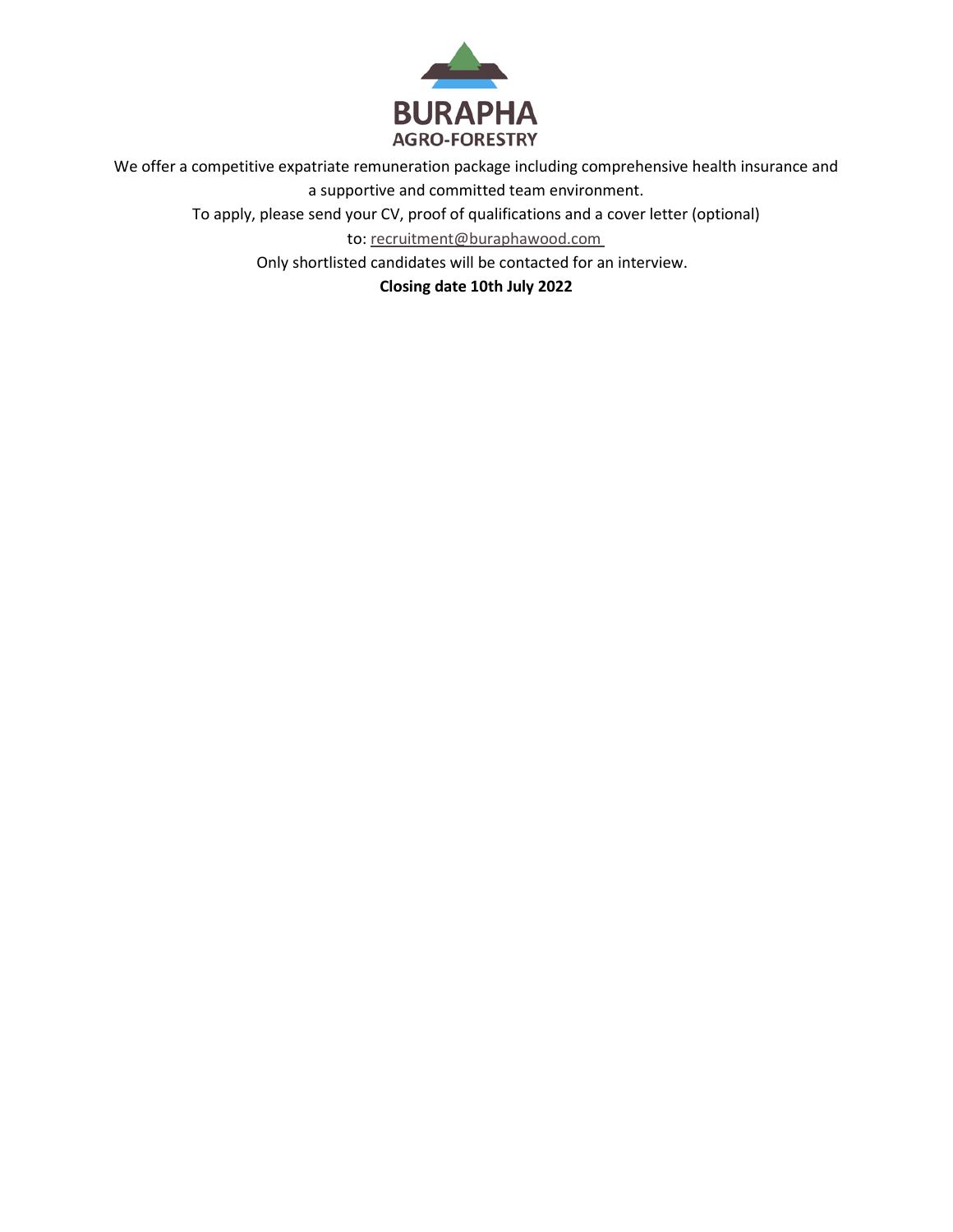BURAPHA
AGRO-FORESTRY

We offer a competitive expatriate remuneration package including comprehensive health insurance and a supportive and committed team environment.

To apply, please send your CV, proof of qualifications and a cover letter (optional) to: recruitment@buraphawood.com

Only shortlisted candidates will be contacted for an interview.

**Closing date 10th July 2022**